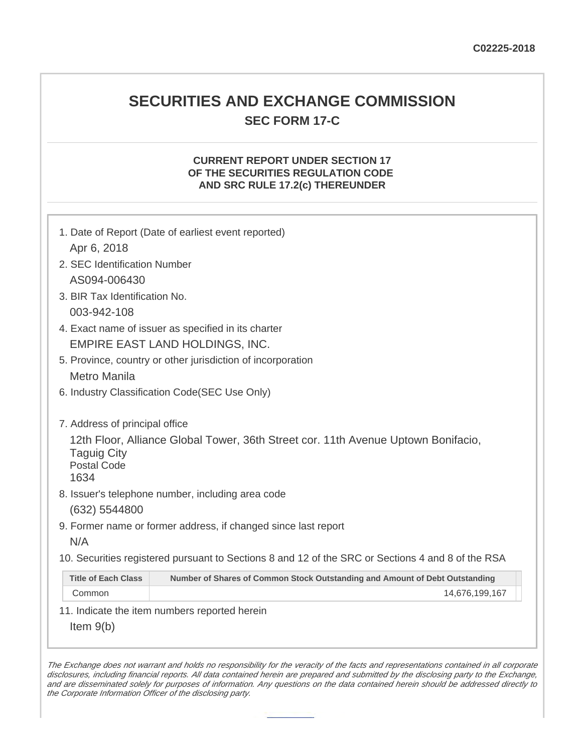C02225-2018

# SECURITIES AND EXCHANGE COMMISSION

## SEC FORM 17-C

### CURRENT REPORT UNDER SECTION 17 OF THE SECURITIES REGULATION CODE AND SRC RULE 17.2(c) THEREUNDER

1. Date of Report (Date of earliest event reported)

   Apr 6, 2018

2. SEC Identification Number

   AS094-006430

3. BIR Tax Identification No.

   003-942-108

4. Exact name of issuer as specified in its charter

   EMPIRE EAST LAND HOLDINGS, INC.

5. Province, country or other jurisdiction of incorporation

   Metro Manila

6. Industry Classification Code(SEC Use Only)

7. Address of principal office

   12th Floor, Alliance Global Tower, 36th Street cor. 11th Avenue Uptown Bonifacio, Taguig City
   Postal Code
   1634

8. Issuer's telephone number, including area code

   (632) 5544800

9. Former name or former address, if changed since last report

   N/A

10. Securities registered pursuant to Sections 8 and 12 of the SRC or Sections 4 and 8 of the RSA

| Title of Each Class | Number of Shares of Common Stock Outstanding and Amount of Debt Outstanding |
|---|---|
| Common | 14,676,199,167 |

11. Indicate the item numbers reported herein

    Item 9(b)

*The Exchange does not warrant and holds no responsibility for the veracity of the facts and representations contained in all corporate disclosures, including financial reports. All data contained herein are prepared and submitted by the disclosing party to the Exchange, and are disseminated solely for purposes of information. Any questions on the data contained herein should be addressed directly to the Corporate Information Officer of the disclosing party.*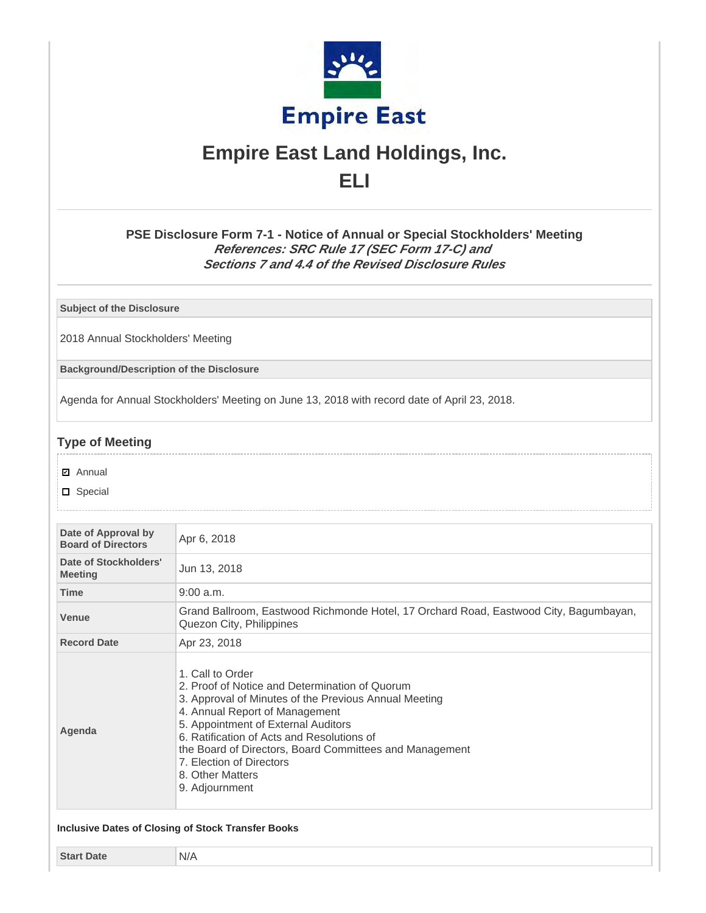# Empire East Land Holdings, Inc.

## ELI

### PSE Disclosure Form 7-1 - Notice of Annual or Special Stockholders' Meeting

***References: SRC Rule 17 (SEC Form 17-C) and Sections 7 and 4.4 of the Revised Disclosure Rules***

| Subject of the Disclosure |
|---|
| 2018 Annual Stockholders' Meeting |

| Background/Description of the Disclosure |
|---|
| Agenda for Annual Stockholders' Meeting on June 13, 2018 with record date of April 23, 2018. |

## Type of Meeting

- [x] Annual
- [ ] Special

| | |
|---|---|
| **Date of Approval by Board of Directors** | Apr 6, 2018 |
| **Date of Stockholders' Meeting** | Jun 13, 2018 |
| **Time** | 9:00 a.m. |
| **Venue** | Grand Ballroom, Eastwood Richmonde Hotel, 17 Orchard Road, Eastwood City, Bagumbayan, Quezon City, Philippines |
| **Record Date** | Apr 23, 2018 |
| **Agenda** | 1. Call to Order<br>2. Proof of Notice and Determination of Quorum<br>3. Approval of Minutes of the Previous Annual Meeting<br>4. Annual Report of Management<br>5. Appointment of External Auditors<br>6. Ratification of Acts and Resolutions of<br>the Board of Directors, Board Committees and Management<br>7. Election of Directors<br>8. Other Matters<br>9. Adjournment |

**Inclusive Dates of Closing of Stock Transfer Books**

| | |
|---|---|
| **Start Date** | N/A |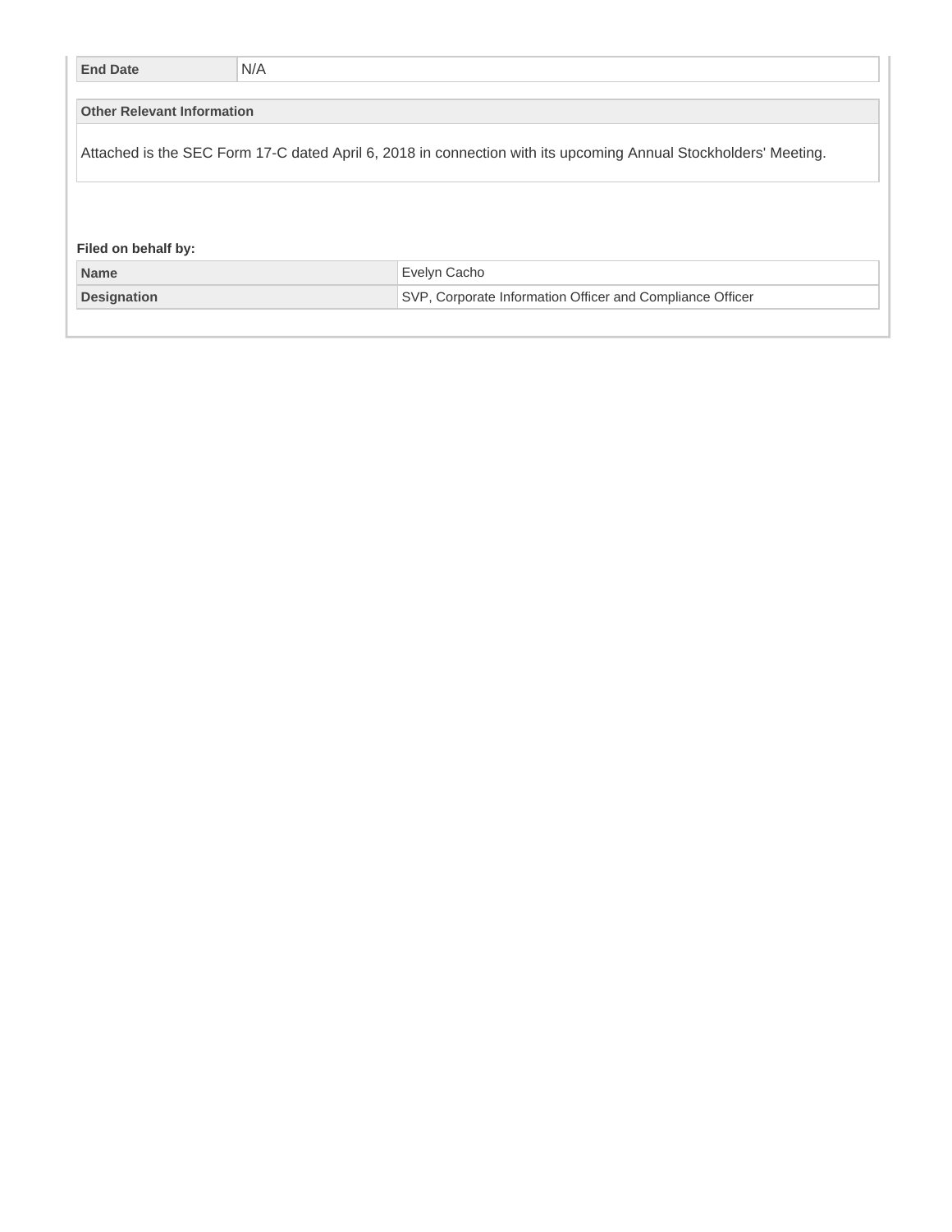| End Date | N/A |
|---|---|

| Other Relevant Information |
|---|
| Attached is the SEC Form 17-C dated April 6, 2018 in connection with its upcoming Annual Stockholders' Meeting. |

**Filed on behalf by:**

| Name | Evelyn Cacho |
|---|---|
| Designation | SVP, Corporate Information Officer and Compliance Officer |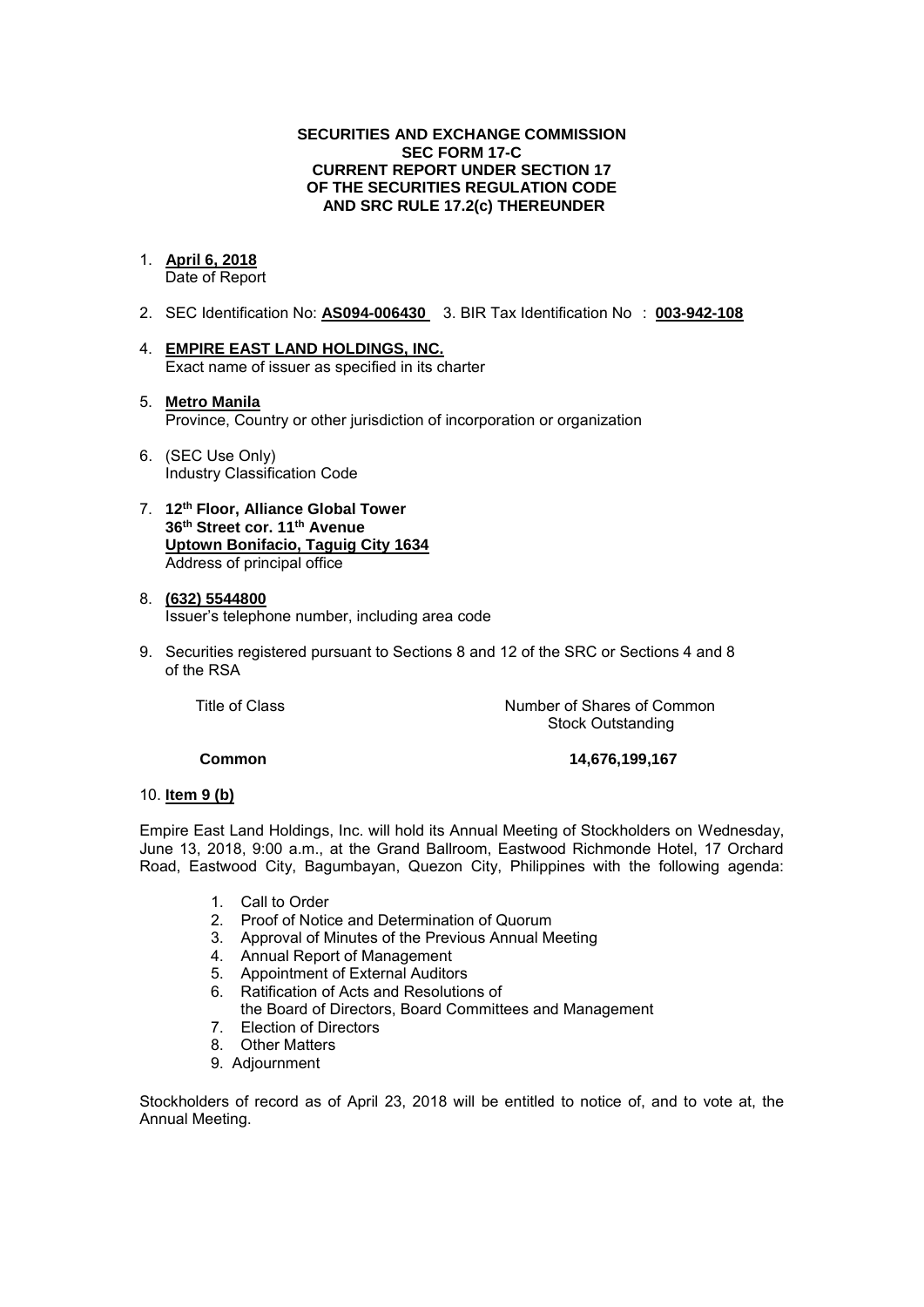**SECURITIES AND EXCHANGE COMMISSION**
**SEC FORM 17-C**
**CURRENT REPORT UNDER SECTION 17**
**OF THE SECURITIES REGULATION CODE**
**AND SRC RULE 17.2(c) THEREUNDER**

1. **April 6, 2018**
   Date of Report

2. SEC Identification No: **AS094-006430** 3. BIR Tax Identification No : **003-942-108**

4. **EMPIRE EAST LAND HOLDINGS, INC.**
   Exact name of issuer as specified in its charter

5. **Metro Manila**
   Province, Country or other jurisdiction of incorporation or organization

6. (SEC Use Only)
   Industry Classification Code

7. **12th Floor, Alliance Global Tower**
   **36th Street cor. 11th Avenue**
   **Uptown Bonifacio, Taguig City 1634**
   Address of principal office

8. **(632) 5544800**
   Issuer's telephone number, including area code

9. Securities registered pursuant to Sections 8 and 12 of the SRC or Sections 4 and 8 of the RSA

| Title of Class | Number of Shares of Common Stock Outstanding |
|---|---|
| **Common** | **14,676,199,167** |

10. **Item 9 (b)**

Empire East Land Holdings, Inc. will hold its Annual Meeting of Stockholders on Wednesday, June 13, 2018, 9:00 a.m., at the Grand Ballroom, Eastwood Richmonde Hotel, 17 Orchard Road, Eastwood City, Bagumbayan, Quezon City, Philippines with the following agenda:

1. Call to Order
2. Proof of Notice and Determination of Quorum
3. Approval of Minutes of the Previous Annual Meeting
4. Annual Report of Management
5. Appointment of External Auditors
6. Ratification of Acts and Resolutions of the Board of Directors, Board Committees and Management
7. Election of Directors
8. Other Matters
9. Adjournment

Stockholders of record as of April 23, 2018 will be entitled to notice of, and to vote at, the Annual Meeting.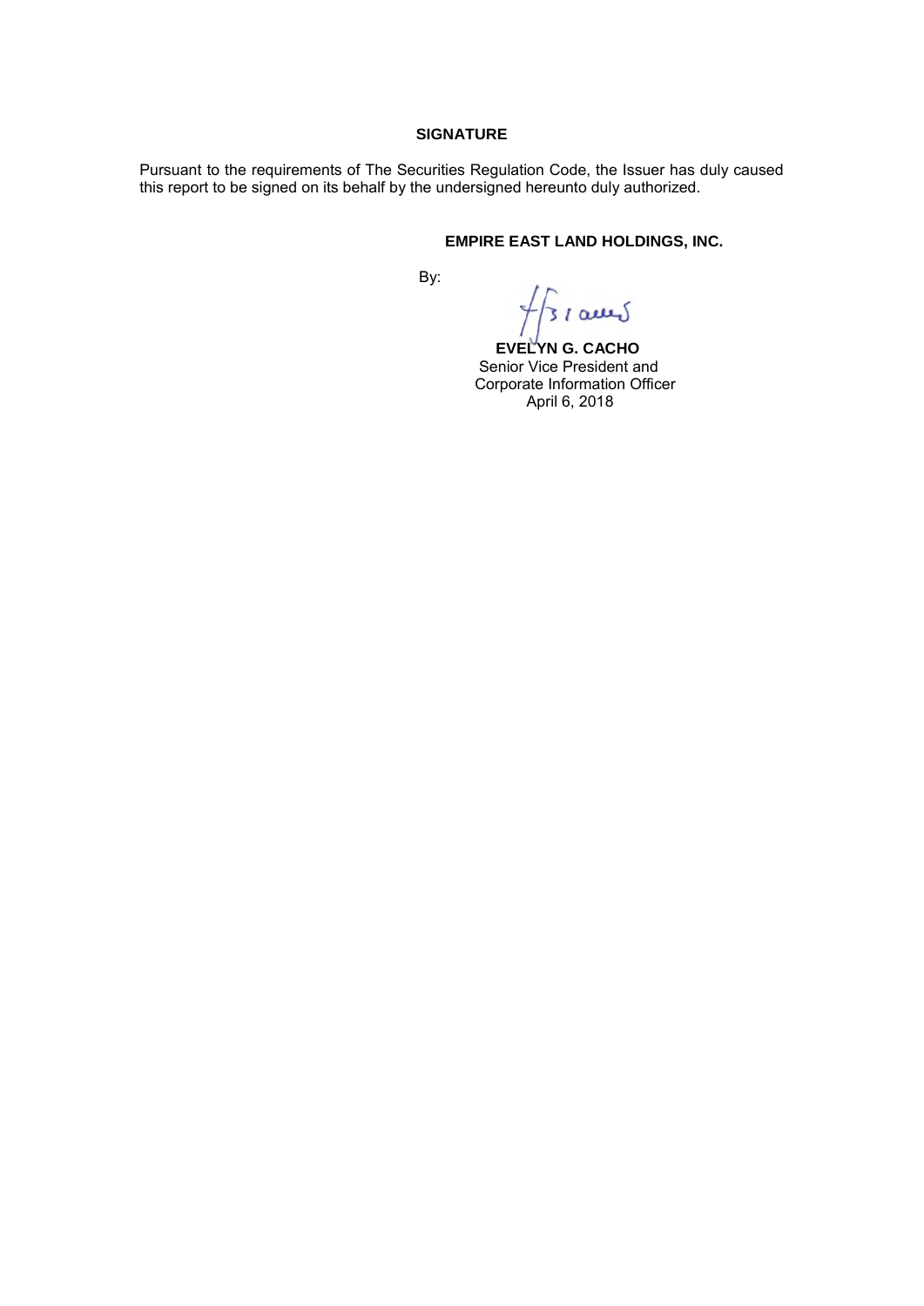## SIGNATURE

Pursuant to the requirements of The Securities Regulation Code, the Issuer has duly caused this report to be signed on its behalf by the undersigned hereunto duly authorized.

**EMPIRE EAST LAND HOLDINGS, INC.**

By:

**EVELYN G. CACHO**
Senior Vice President and
Corporate Information Officer
April 6, 2018